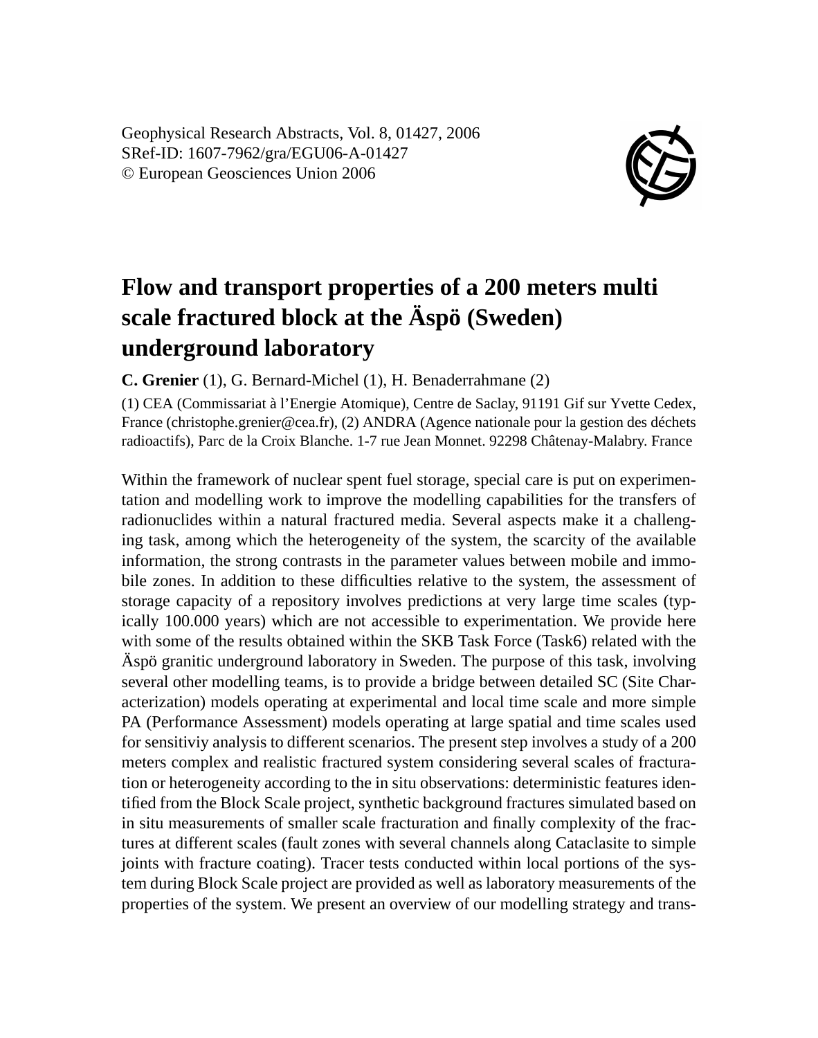Geophysical Research Abstracts, Vol. 8, 01427, 2006
SRef-ID: 1607-7962/gra/EGU06-A-01427
© European Geosciences Union 2006

# Flow and transport properties of a 200 meters multi scale fractured block at the Äspö (Sweden) underground laboratory

**C. Grenier** (1), G. Bernard-Michel (1), H. Benaderrahmane (2)

(1) CEA (Commissariat à l'Energie Atomique), Centre de Saclay, 91191 Gif sur Yvette Cedex, France (christophe.grenier@cea.fr), (2) ANDRA (Agence nationale pour la gestion des déchets radioactifs), Parc de la Croix Blanche. 1-7 rue Jean Monnet. 92298 Châtenay-Malabry. France

Within the framework of nuclear spent fuel storage, special care is put on experimentation and modelling work to improve the modelling capabilities for the transfers of radionuclides within a natural fractured media. Several aspects make it a challenging task, among which the heterogeneity of the system, the scarcity of the available information, the strong contrasts in the parameter values between mobile and immobile zones. In addition to these difficulties relative to the system, the assessment of storage capacity of a repository involves predictions at very large time scales (typically 100.000 years) which are not accessible to experimentation. We provide here with some of the results obtained within the SKB Task Force (Task6) related with the Äspö granitic underground laboratory in Sweden. The purpose of this task, involving several other modelling teams, is to provide a bridge between detailed SC (Site Characterization) models operating at experimental and local time scale and more simple PA (Performance Assessment) models operating at large spatial and time scales used for sensitiviy analysis to different scenarios. The present step involves a study of a 200 meters complex and realistic fractured system considering several scales of fracturation or heterogeneity according to the in situ observations: deterministic features identified from the Block Scale project, synthetic background fractures simulated based on in situ measurements of smaller scale fracturation and finally complexity of the fractures at different scales (fault zones with several channels along Cataclasite to simple joints with fracture coating). Tracer tests conducted within local portions of the system during Block Scale project are provided as well as laboratory measurements of the properties of the system. We present an overview of our modelling strategy and trans-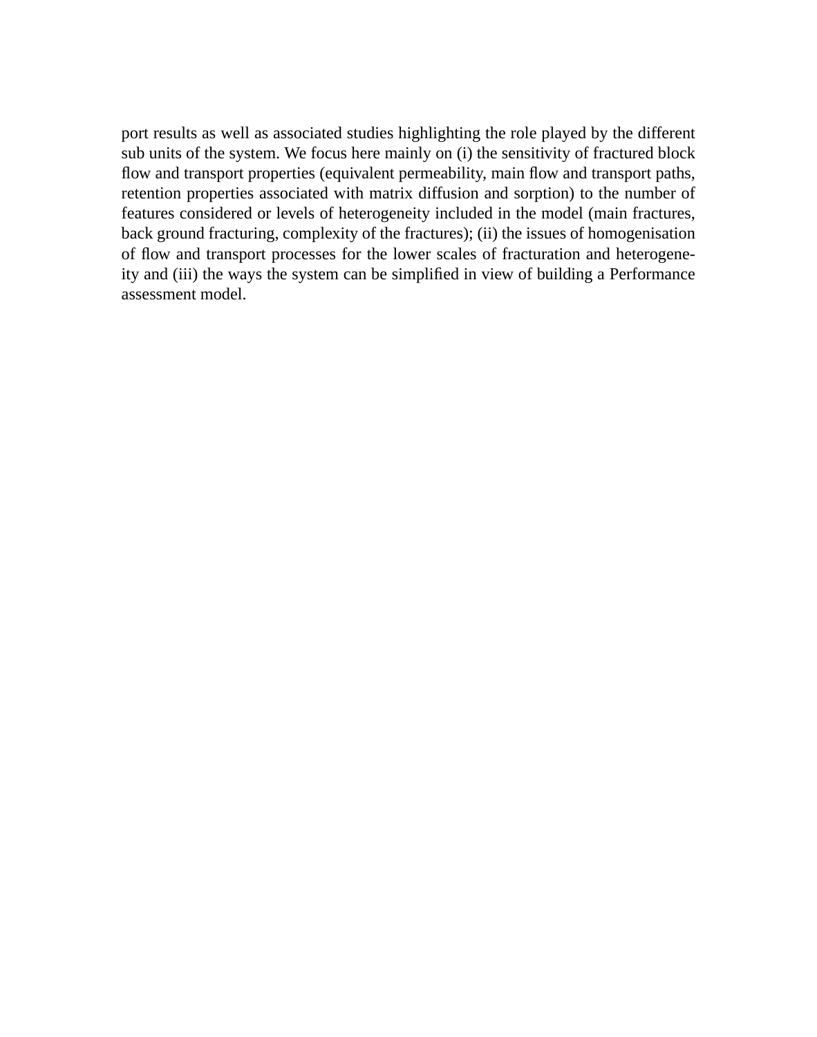port results as well as associated studies highlighting the role played by the different sub units of the system. We focus here mainly on (i) the sensitivity of fractured block flow and transport properties (equivalent permeability, main flow and transport paths, retention properties associated with matrix diffusion and sorption) to the number of features considered or levels of heterogeneity included in the model (main fractures, back ground fracturing, complexity of the fractures); (ii) the issues of homogenisation of flow and transport processes for the lower scales of fracturation and heterogeneity and (iii) the ways the system can be simplified in view of building a Performance assessment model.